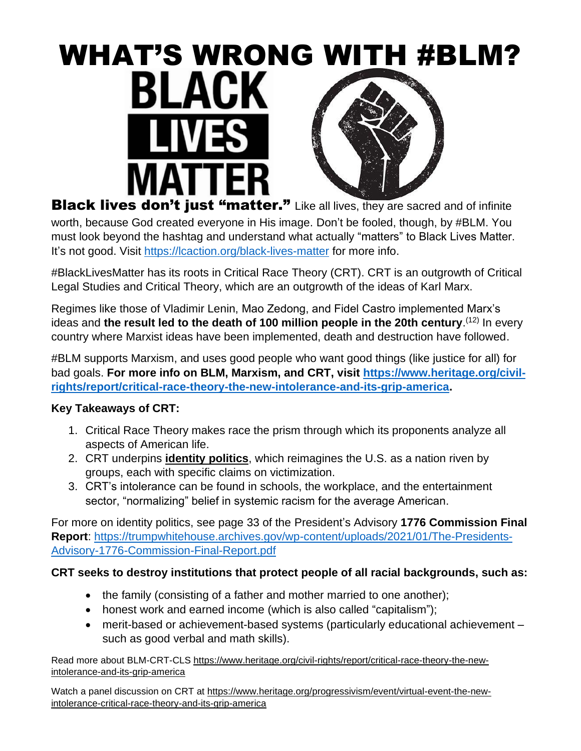# WHAT'S WRONG WITH #BLM?

BLACK LIVES MATTER

**Black lives don't just "matter."** Like all lives, they are sacred and of infinite worth, because God created everyone in His image. Don't be fooled, though, by #BLM. You must look beyond the hashtag and understand what actually "matters" to Black Lives Matter. It's not good. Visit https://lcaction.org/black-lives-matter for more info.

#BlackLivesMatter has its roots in Critical Race Theory (CRT). CRT is an outgrowth of Critical Legal Studies and Critical Theory, which are an outgrowth of the ideas of Karl Marx.

Regimes like those of Vladimir Lenin, Mao Zedong, and Fidel Castro implemented Marx's ideas and **the result led to the death of 100 million people in the 20th century**.(12) In every country where Marxist ideas have been implemented, death and destruction have followed.

#BLM supports Marxism, and uses good people who want good things (like justice for all) for bad goals. **For more info on BLM, Marxism, and CRT, visit https://www.heritage.org/civil-rights/report/critical-race-theory-the-new-intolerance-and-its-grip-america.**

**Key Takeaways of CRT:**

1. Critical Race Theory makes race the prism through which its proponents analyze all aspects of American life.
2. CRT underpins **identity politics**, which reimagines the U.S. as a nation riven by groups, each with specific claims on victimization.
3. CRT's intolerance can be found in schools, the workplace, and the entertainment sector, "normalizing" belief in systemic racism for the average American.

For more on identity politics, see page 33 of the President's Advisory **1776 Commission Final Report**: https://trumpwhitehouse.archives.gov/wp-content/uploads/2021/01/The-Presidents-Advisory-1776-Commission-Final-Report.pdf

**CRT seeks to destroy institutions that protect people of all racial backgrounds, such as:**

- the family (consisting of a father and mother married to one another);
- honest work and earned income (which is also called "capitalism");
- merit-based or achievement-based systems (particularly educational achievement – such as good verbal and math skills).

Read more about BLM-CRT-CLS https://www.heritage.org/civil-rights/report/critical-race-theory-the-new-intolerance-and-its-grip-america

Watch a panel discussion on CRT at https://www.heritage.org/progressivism/event/virtual-event-the-new-intolerance-critical-race-theory-and-its-grip-america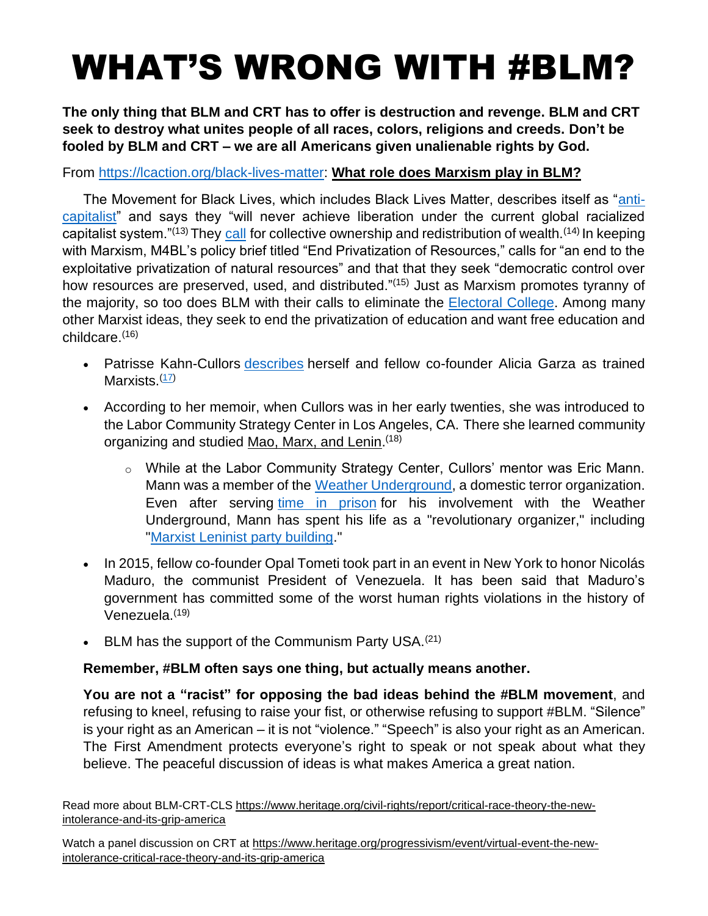# WHAT'S WRONG WITH #BLM?

**The only thing that BLM and CRT has to offer is destruction and revenge. BLM and CRT seek to destroy what unites people of all races, colors, religions and creeds. Don't be fooled by BLM and CRT – we are all Americans given unalienable rights by God.**

From https://lcaction.org/black-lives-matter: **What role does Marxism play in BLM?**

The Movement for Black Lives, which includes Black Lives Matter, describes itself as "anti-capitalist" and says they "will never achieve liberation under the current global racialized capitalist system."(13) They call for collective ownership and redistribution of wealth.(14) In keeping with Marxism, M4BL's policy brief titled "End Privatization of Resources," calls for "an end to the exploitative privatization of natural resources" and that that they seek "democratic control over how resources are preserved, used, and distributed."(15) Just as Marxism promotes tyranny of the majority, so too does BLM with their calls to eliminate the Electoral College. Among many other Marxist ideas, they seek to end the privatization of education and want free education and childcare.(16)

- Patrisse Kahn-Cullors describes herself and fellow co-founder Alicia Garza as trained Marxists.(17)
- According to her memoir, when Cullors was in her early twenties, she was introduced to the Labor Community Strategy Center in Los Angeles, CA. There she learned community organizing and studied Mao, Marx, and Lenin.(18)
    - While at the Labor Community Strategy Center, Cullors' mentor was Eric Mann. Mann was a member of the Weather Underground, a domestic terror organization. Even after serving time in prison for his involvement with the Weather Underground, Mann has spent his life as a "revolutionary organizer," including "Marxist Leninist party building."
- In 2015, fellow co-founder Opal Tometi took part in an event in New York to honor Nicolás Maduro, the communist President of Venezuela. It has been said that Maduro's government has committed some of the worst human rights violations in the history of Venezuela.(19)
- BLM has the support of the Communism Party USA.(21)

**Remember, #BLM often says one thing, but actually means another.**

**You are not a "racist" for opposing the bad ideas behind the #BLM movement**, and refusing to kneel, refusing to raise your fist, or otherwise refusing to support #BLM. "Silence" is your right as an American – it is not "violence." "Speech" is also your right as an American. The First Amendment protects everyone's right to speak or not speak about what they believe. The peaceful discussion of ideas is what makes America a great nation.

Read more about BLM-CRT-CLS https://www.heritage.org/civil-rights/report/critical-race-theory-the-new-intolerance-and-its-grip-america

Watch a panel discussion on CRT at https://www.heritage.org/progressivism/event/virtual-event-the-new-intolerance-critical-race-theory-and-its-grip-america